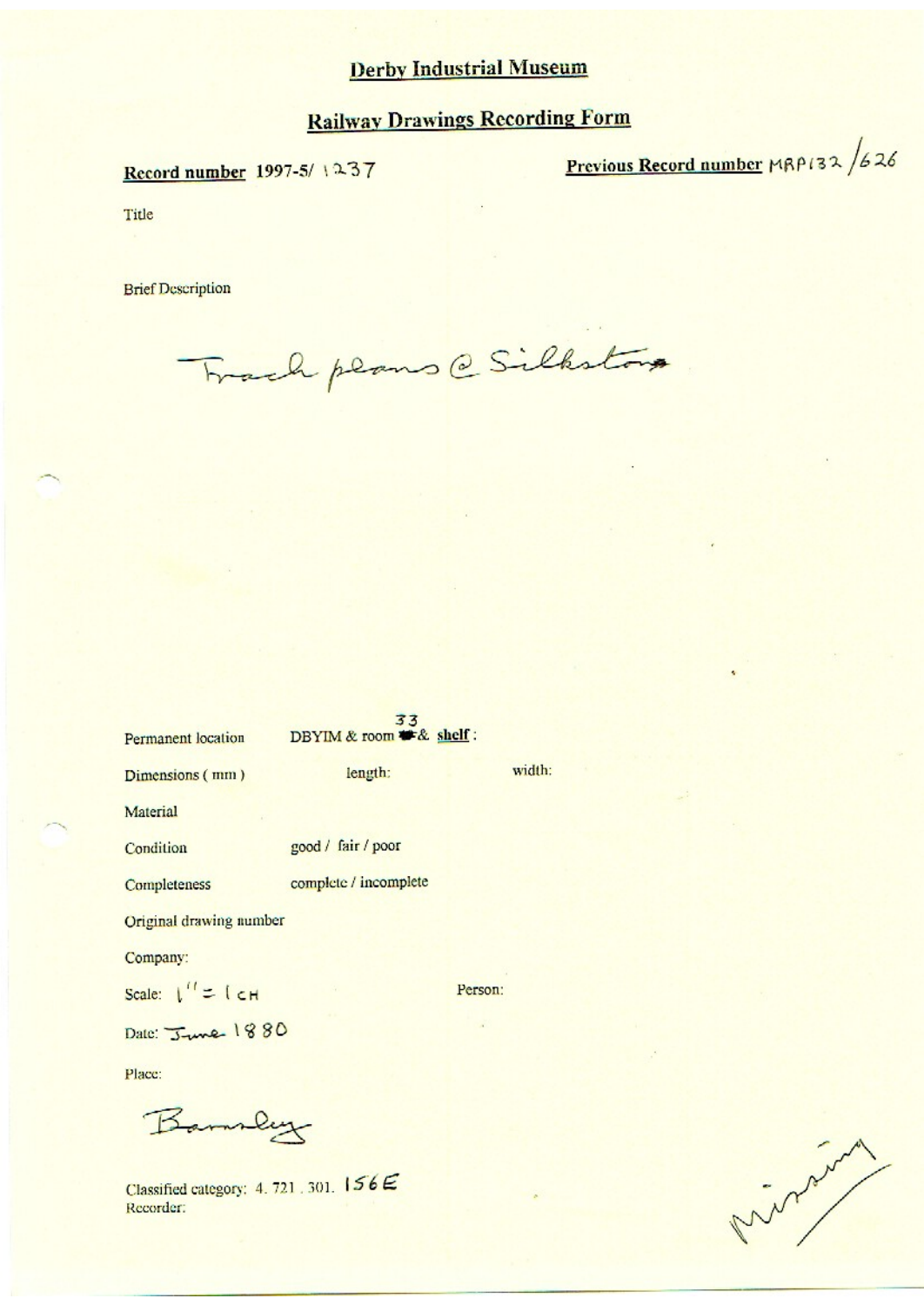# Derby Industrial Museum

## Railway Drawings Recording Form

**Record number** 1997-5/ 1237

**Previous Record number** MRP132 /626

Title

Brief Description

Track plans @ Silkstone

Permanent location DBYIM & room 33 & **shelf** :

Dimensions ( mm ) length: width:

Material

Condition good / fair / poor

Completeness complete / incomplete

Original drawing number

Company:

Scale: 1" = 1 CH

Person:

Date: June 1880

Place:

Barnsley

Classified category: 4. 721 . 301. 156E

Recorder:

Missing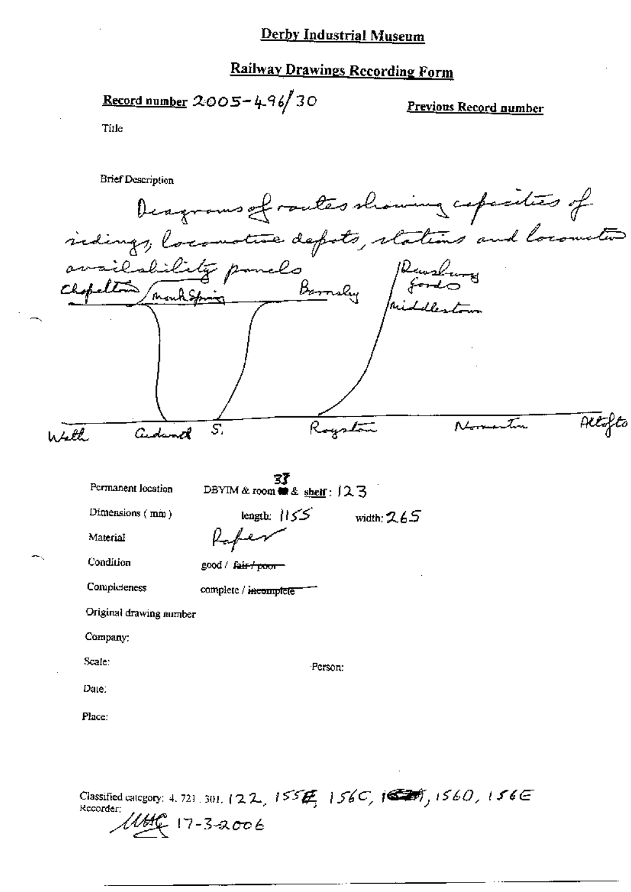# Derby Industrial Museum

## Railway Drawings Recording Form

**Record number** 2005-496/30

**Previous Record number**

Title

Brief Description

Diagrams of routes showing capacities of sidings, locomotive depots, stations and locomotive availability panels

Chapeltown, Monk Spring, Barnsley, Dewsbury, Goods, Middlestown

Wath, Cudworth, S., Royston, Normanton, Altofts

Permanent location: DBYIM & room 33 & shelf: 123

Dimensions (mm): length: 1155 width: 265

Material: Paper

Condition: good / ~~fair / poor~~

Completeness: complete / ~~incomplete~~

Original drawing number

Company:

Scale:

Person:

Date:

Place:

Classified category: 4. 721. 301. 122, 155E, 156C, 156B, 156D, 156E

Recorder: MHC 17-3-2006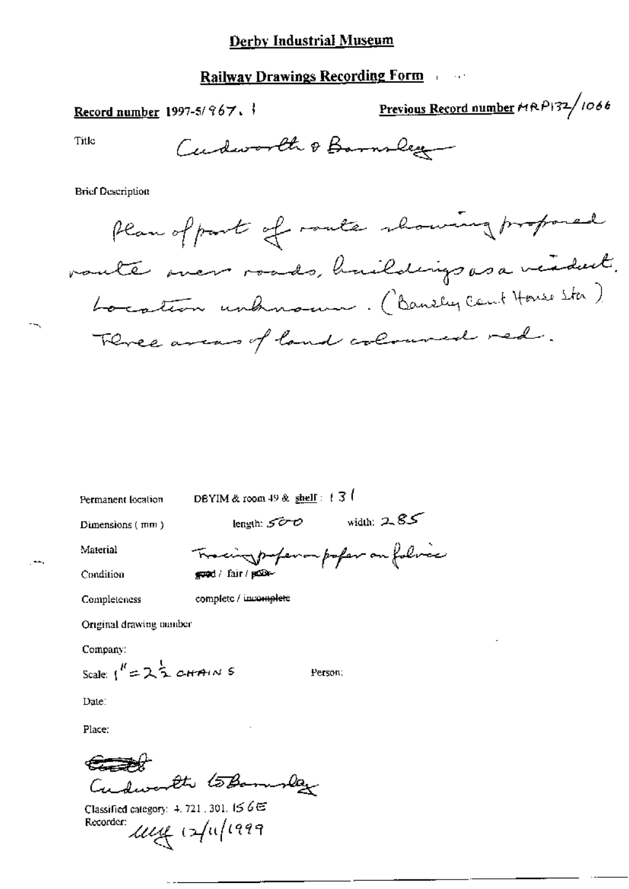# Derby Industrial Museum

## Railway Drawings Recording Form

**Record number** 1997-5/967.1

**Previous Record number** MRP132/1066

Title: Cudworth & Barnsley

Brief Description

Plan of part of route showing proposed route over roads, buildings as a viaduct. Location unknown. (Barnsley Court House Stn) Three areas of land coloured red.

Permanent location: DBYIM & room 49 & shelf: 131

Dimensions (mm): length: 500 width: 285

Material: Tracing paper on paper on fabric

Condition: good / fair / ~~poor~~

Completeness: complete / ~~incomplete~~

Original drawing number

Company:

Scale: 1" = 2½ CHAINS

Person:

Date:

Place:

~~Cudworth~~ Cudworth to Barnsley

Classified category: 4.721.301.156E

Recorder: MG 12/11/1999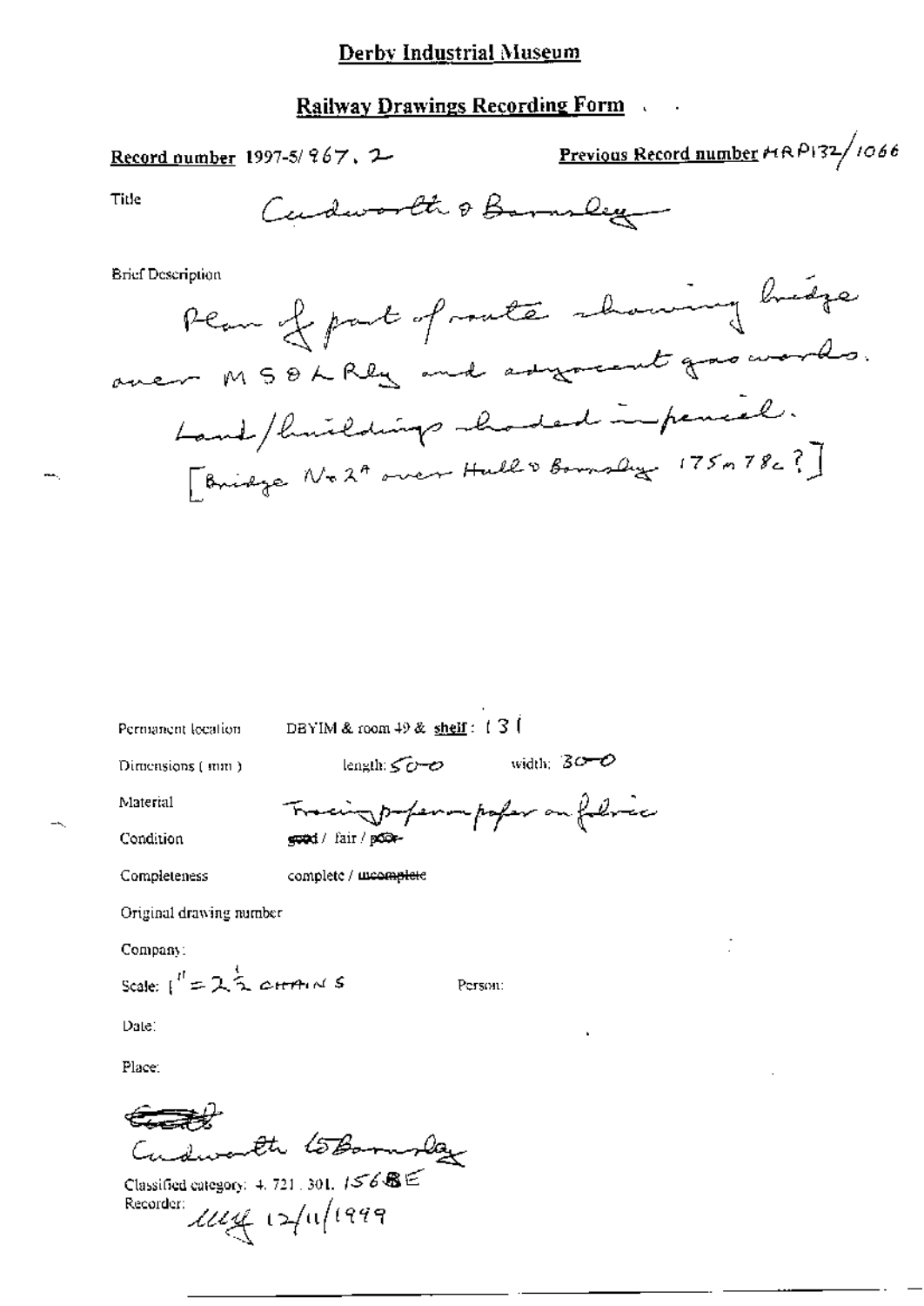# Derby Industrial Museum

## Railway Drawings Recording Form

**Record number** 1997-5/967.2

**Previous Record number** HRP132/1066

Title: Cudworth & Barnsley

Brief Description:

Plan of part of route showing bridge over MS&L Rly and adjacent gas works. Land/buildings shaded in pencil.
[Bridge No 2A over Hull & Barnsley 175m 78c?]

Permanent location: DBYIM & room 49 & **shelf**: 131

Dimensions (mm): length: 500 width: 300

Material: Tracing paper on paper on fabric

Condition: good / fair / ~~poor~~

Completeness: complete / ~~incomplete~~

Original drawing number

Company:

Scale: 1" = 2½ chains

Person:

Date:

Place:

~~Cudw~~ Cudworth to Barnsley

Classified category: 4.721.301. 156BE

Recorder: [initials] 12/11/1999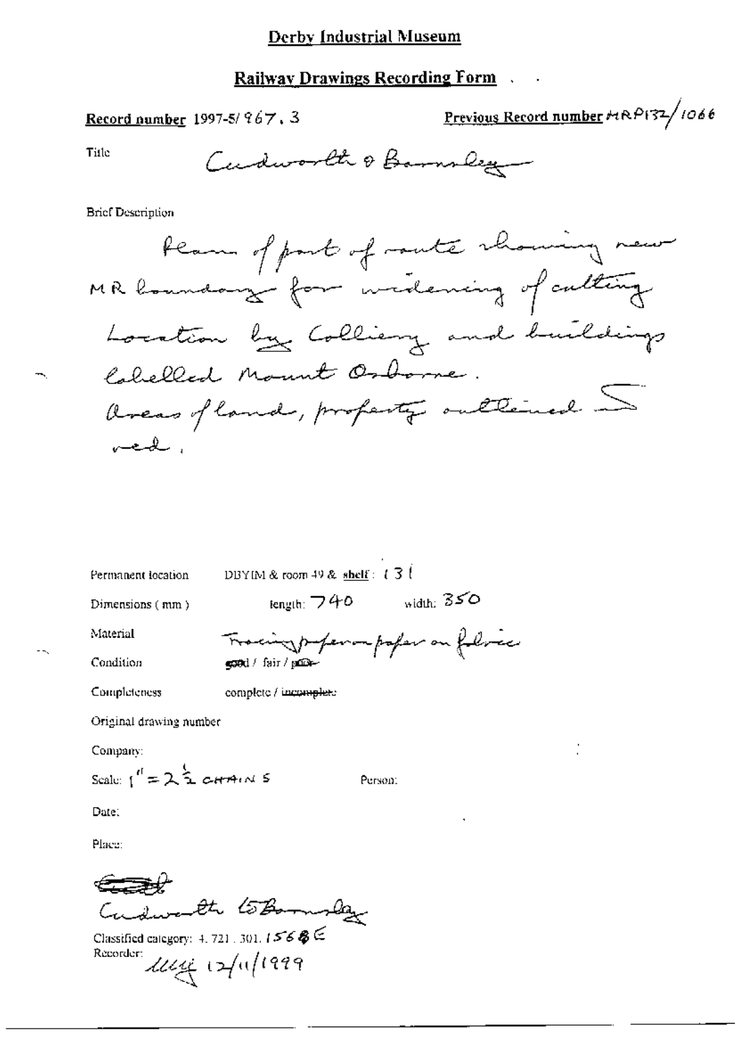# Derby Industrial Museum

## Railway Drawings Recording Form

**Record number** 1997-5/967.3

**Previous Record number** MRP132/1066

Title: Cudworth & Barnsley

Brief Description:

Plan of part of route showing new MR boundary for widening of cutting. Location by Colliery and buildings labelled Mount Osborne. Areas of land, property outlined in red.

Permanent location: DBYIM & room 49 & shelf: 131

Dimensions (mm): length: 740 width: 350

Material: Tracing paper on paper on fabric

Condition: good / fair / ~~poor~~

Completeness: complete / ~~incomplete~~

Original drawing number

Company:

Scale: 1" = 2½ CHAINS

Person:

Date:

Place:

~~Cudw~~ Cudworth to Barnsley

Classified category: 4.721.301.1568E

Recorder: MM 12/11/1999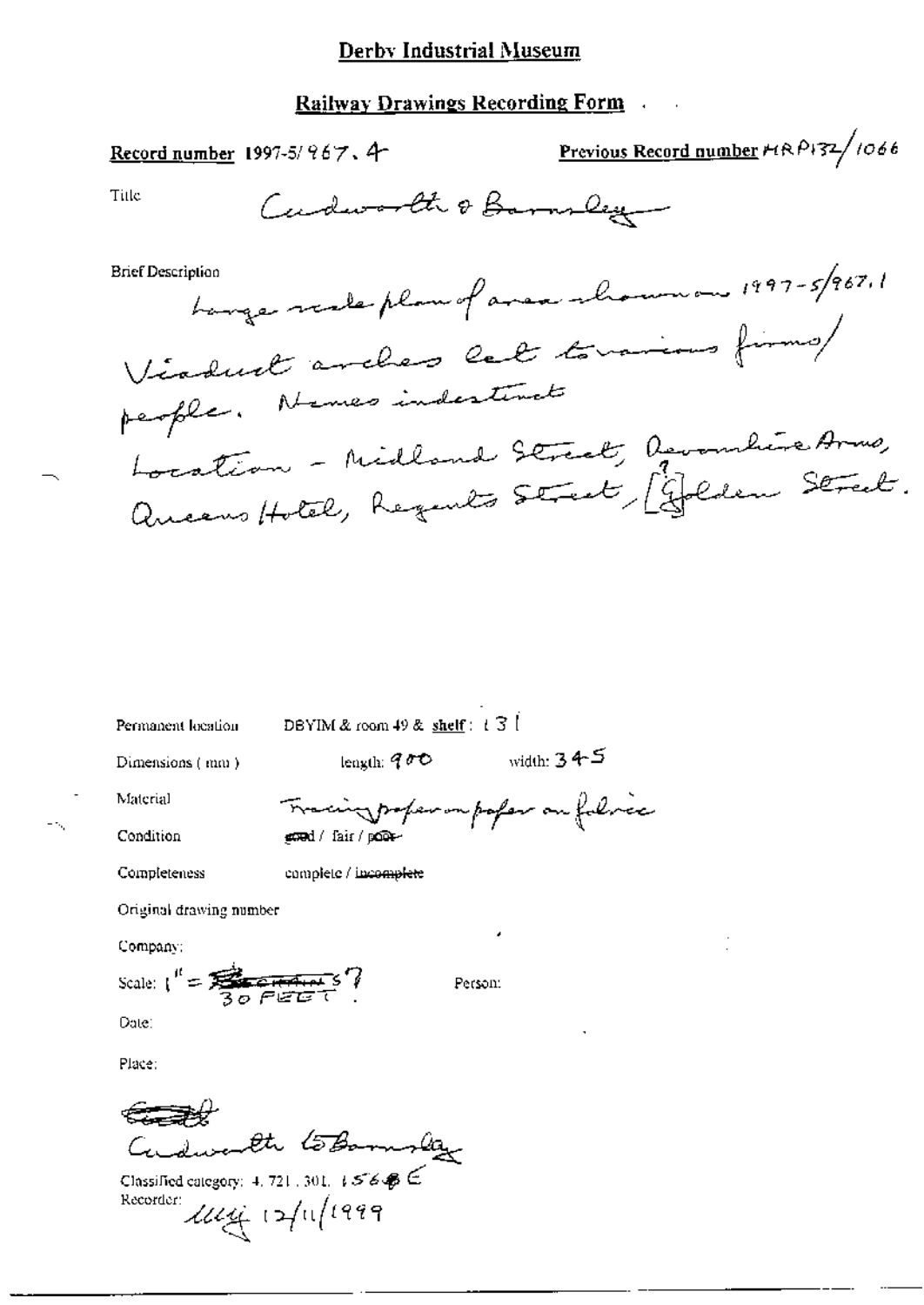# Derby Industrial Museum

## Railway Drawings Recording Form

**Record number** 1997-5/967.4

**Previous Record number** HRP132/1066

Title: Cudworth & Barnsley

Brief Description:

Large scale plan of area shown on 1997-5/967.1

Viaduct arches let to various firms/ people. Names indistinct

Location - Midland Street, Devonshire Arms, Queens Hotel, Regents Street, [Golden? Street.

Permanent location: DBYIM & room 49 & **shelf**: 131

Dimensions (mm): length: 900 width: 345

Material: Tracing paper on paper on fabric

Condition: ~~good~~ / fair / ~~poor~~

Completeness: complete / ~~incomplete~~

Original drawing number:

Company:

Scale: 1" = ~~[illegible]~~ 30 FEET ?

Person:

Date:

Place:

~~[illegible]~~ Cudworth to Barnsley

Classified category: 4. 721. 301. 1564E

Recorder: [illegible] 12/11/1999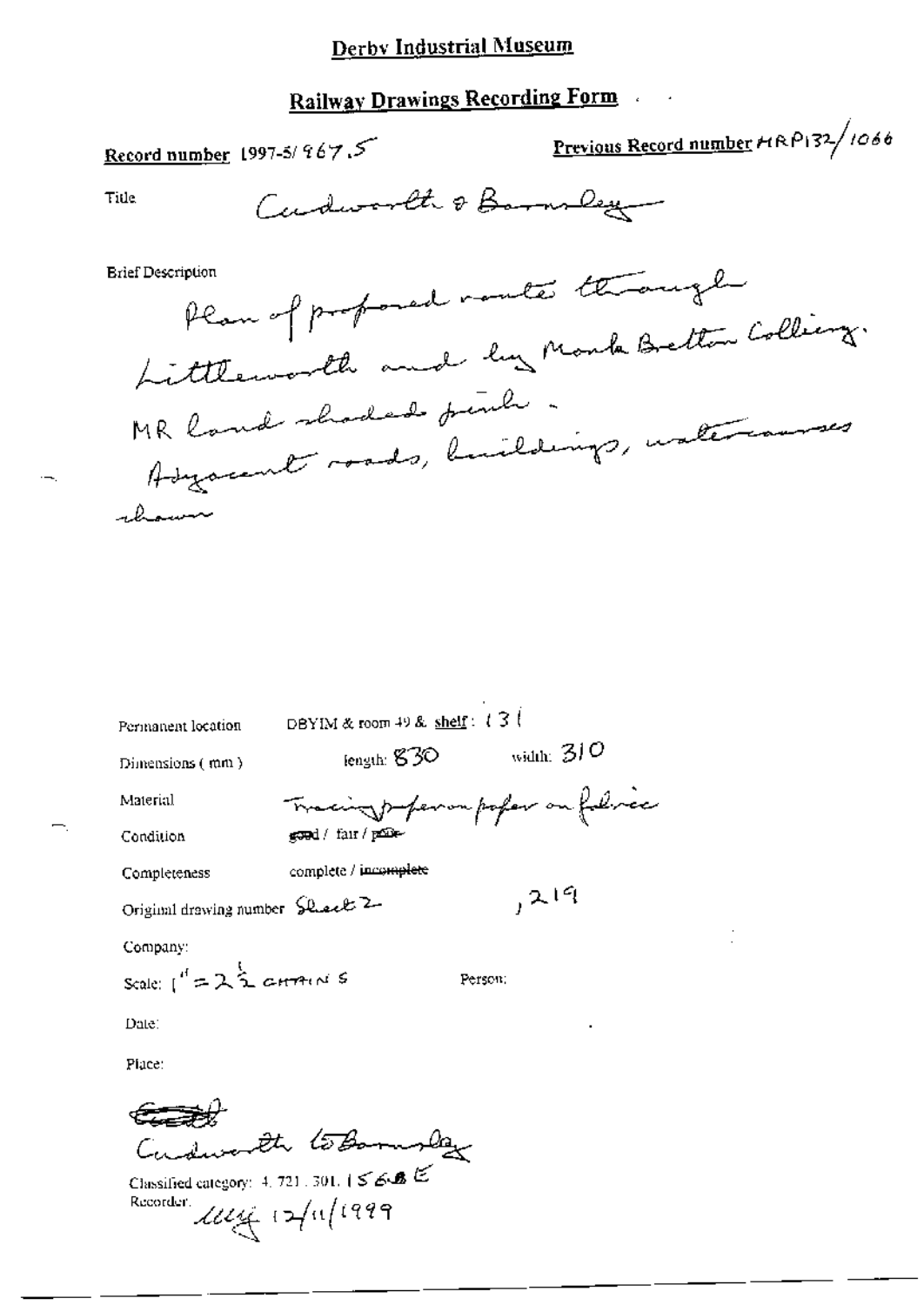# Derby Industrial Museum

## Railway Drawings Recording Form

**Record number** 1997-5/967.5

**Previous Record number** MRP132/1066

Title: Cudworth & Barnsley

Brief Description:

Plan of proposed routes through Littleworth and by Monk Bretton Colliery. MR land shaded pink. Adjacent roads, buildings, watercourses shown

Permanent location: DBYIM & room 49 & shelf: 131

Dimensions (mm): length: 830 width: 310

Material: Tracing paper on paper on fabric

Condition: ~~good~~ / fair / ~~poor~~

Completeness: complete / ~~incomplete~~

Original drawing number: Sheet 2, 219

Company:

Scale: 1" = 2½ CHAINS

Person:

Date:

Place:

~~Cudw~~ Cudworth to Barnsley

Classified category: 4.721.301.156BE

Recorder: MEG 12/11/1999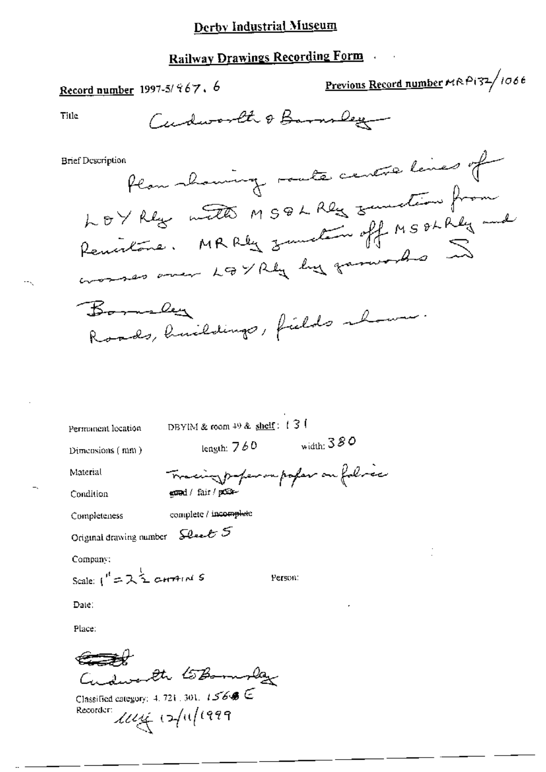# Derby Industrial Museum

## Railway Drawings Recording Form

**Record number** 1997-5/967. 6

**Previous Record number** MRP132/1066

Title: Cudworth & Barnsley

Brief Description:
Plan showing route centre lines of L & Y Rly with MS & L Rly junction from Penistone. MR Rly junction off MS & L Rly and crosses over L & Y Rly by gasworks in Barnsley
Roads, buildings, fields shown.

Permanent location: DBYIM & room 49 & shelf: 131

Dimensions (mm): length: 760 width: 380

Material: Tracing paper on paper on fabric

Condition: ~~good~~ / fair / ~~poor~~

Completeness: complete / ~~incomplete~~

Original drawing number: Sheet 5

Company:

Scale: 1" = 2½ CHAINS

Person:

Date:

Place:

~~Cudd~~
Cudworth to Barnsley

Classified category: 4. 721. 301. 1568 E

Recorder: MM 12/11/1999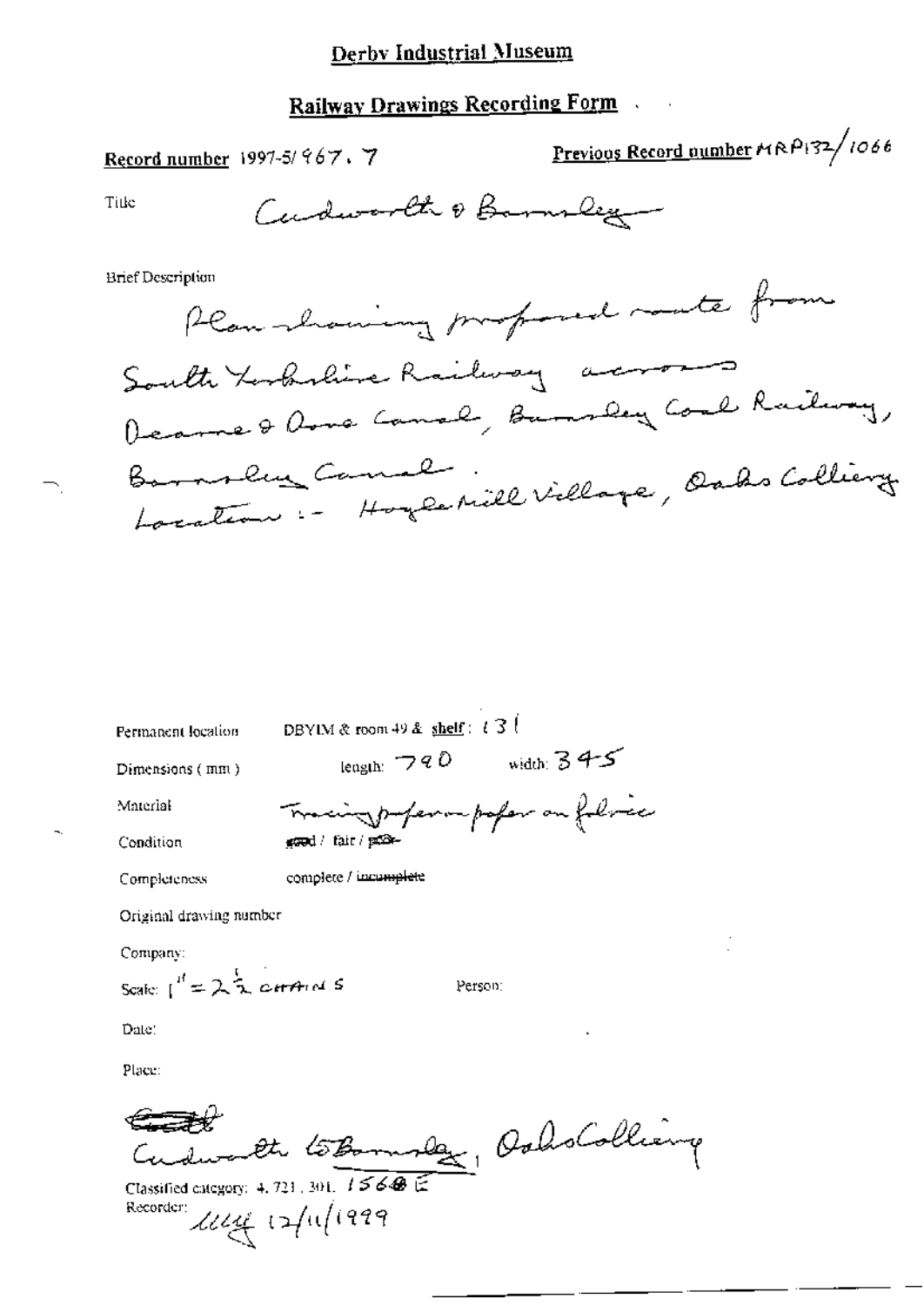# Derby Industrial Museum

## Railway Drawings Recording Form

**Record number** 1997-5/967.7

**Previous Record number** MRP132/1066

Title: Cudworth & Barnsley

Brief Description:

Plan showing proposed route from South Yorkshire Railway across Dearne & Dove Canal, Barnsley Coal Railway, Barnsley Canal.
Location :- Hoyle Mill Village, Oaks Colliery

Permanent location: DBYIM & room 49 & shelf: 131

Dimensions (mm): length: 790 width: 345

Material: Tracing paper on paper on fabric

Condition: good / fair / ~~poor~~

Completeness: complete / ~~incomplete~~

Original drawing number

Company:

Scale: 1" = 2½ chains

Person:

Date:

Place:

~~Cudw~~ Cudworth to Barnsley, Oaks Colliery

Classified category: 4.721.301. 1568E

Recorder: LLLy 12/11/1999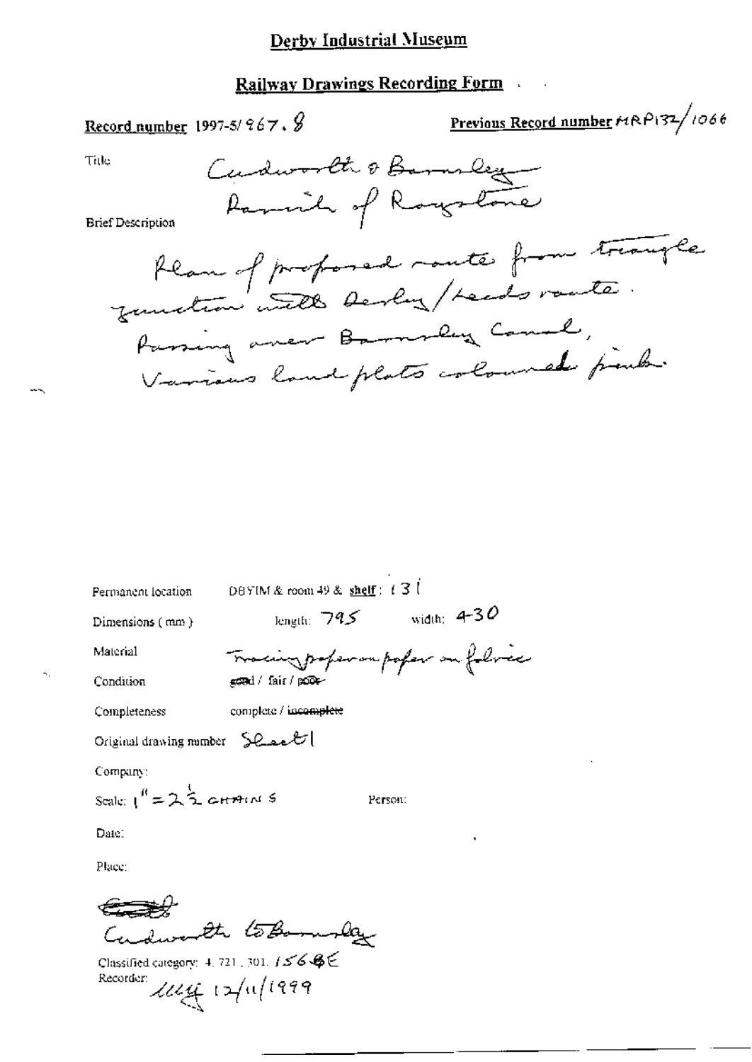# Derby Industrial Museum

## Railway Drawings Recording Form

**Record number** 1997-5/967.8

**Previous Record number** MRP132/1066

Title: Cudworth & Barnsley Parish of Royston

Brief Description:

Plan of proposed route from triangle junction with Derby/Leeds route. Passing over Barnsley Canal, Various land plots coloured pink.

Permanent location: DBYIM & room 49 & **shelf**: 131

Dimensions (mm): length: 795 width: 430

Material: Tracing paper on paper on fabric

Condition: good / fair / ~~poor~~

Completeness: complete / ~~incomplete~~

Original drawing number: Sheet 1

Company:

Scale: 1" = 2½ CHAINS

Person:

Date:

Place:

~~Cudworth~~
Cudworth to Barnsley

Classified category: 4. 721. 301. 156BE

Recorder: MMG 12/11/1999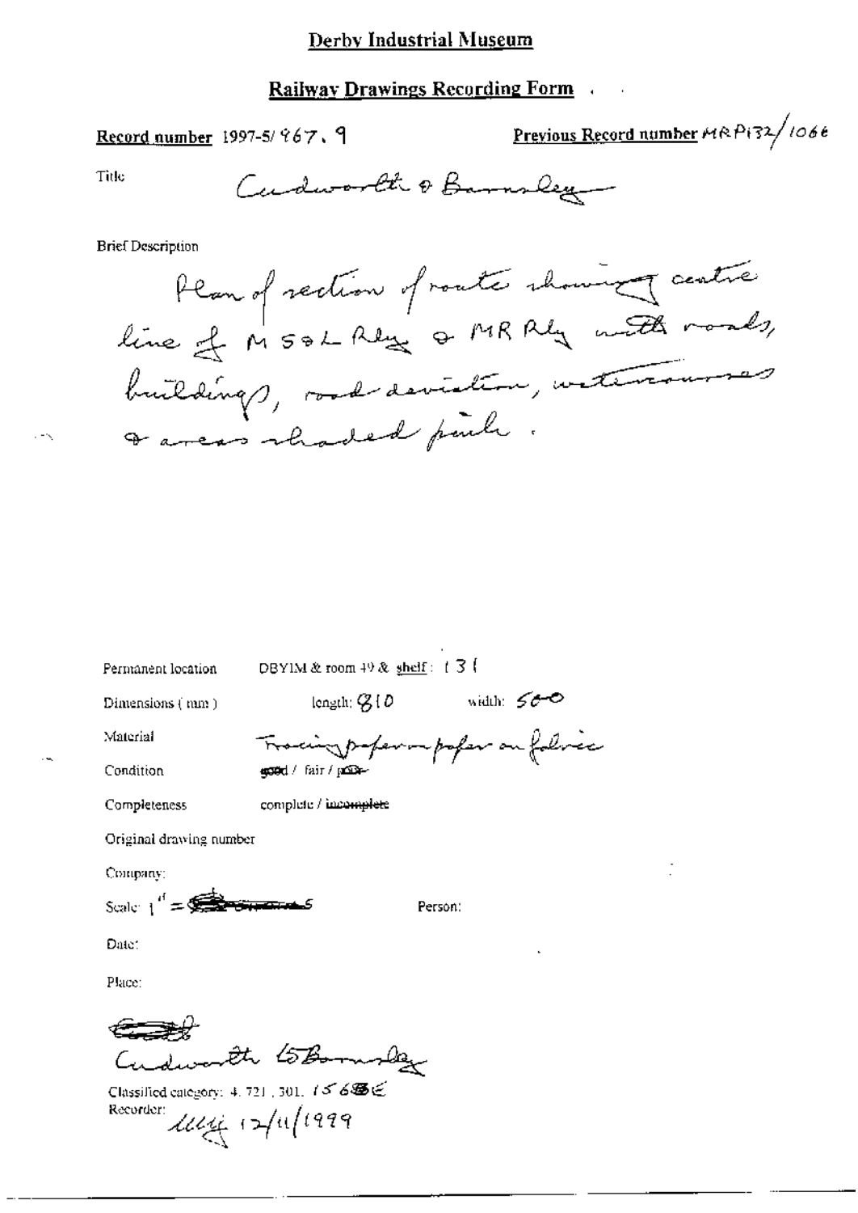# Derby Industrial Museum

## Railway Drawings Recording Form

**Record number** 1997-5/967.9

**Previous Record number** MRP132/1066

Title: Cudworth & Barnsley

Brief Description

Plan of section of route showing centre line of MS&L Rly & MR Rly with roads, buildings, road deviation, watercourses & areas shaded pink.

Permanent location: DBYIM & room 49 & shelf: 131

Dimensions (mm): length: 810 width: 500

Material: Tracing paper on paper on fabric

Condition: good / fair / ~~poor~~

Completeness: complete / ~~incomplete~~

Original drawing number

Company:

Scale: 1" = ~~...~~ 5

Person:

Date:

Place:

~~...~~
Cudworth to Barnsley

Classified category: 4. 721, 301. 1568E

Recorder: [initials] 12/11/1999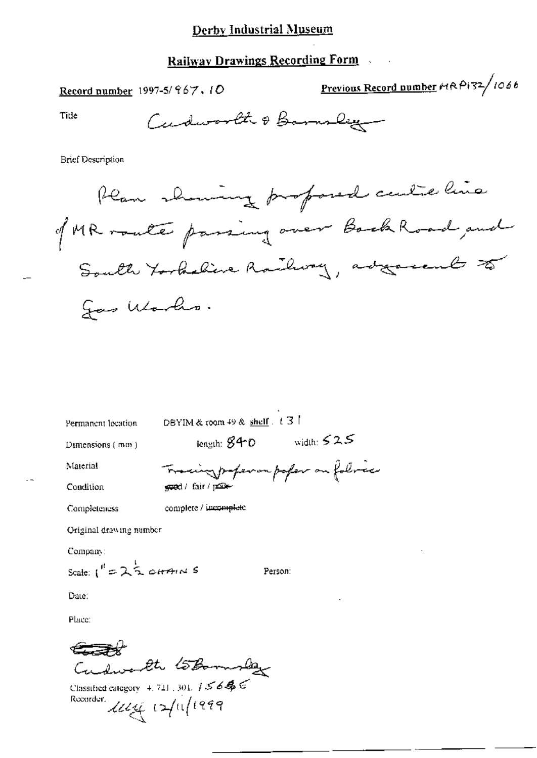Derby Industrial Museum

Railway Drawings Recording Form

Record number 1997-5/967.10

Previous Record number MRP132/1066

Title Cudworth & Barnsley

Brief Description

Plan showing proposed centre line of MR route passing over Back Road and South Yorkshire Railway, adjacent to Gas Works.

Permanent location DBYIM & room 49 & shelf : 131

Dimensions (mm) length: 840 width: 525

Material Tracing paper on paper on fabric

Condition good / fair / ~~poor~~

Completeness complete / ~~incomplete~~

Original drawing number

Company:

Scale: 1" = 2½ CHAINS

Person:

Date:

Place:

~~Cudw~~ Cudworth to Barnsley

Classified category 4.721.301. 1566E

Recorder: LLG 12/11/1999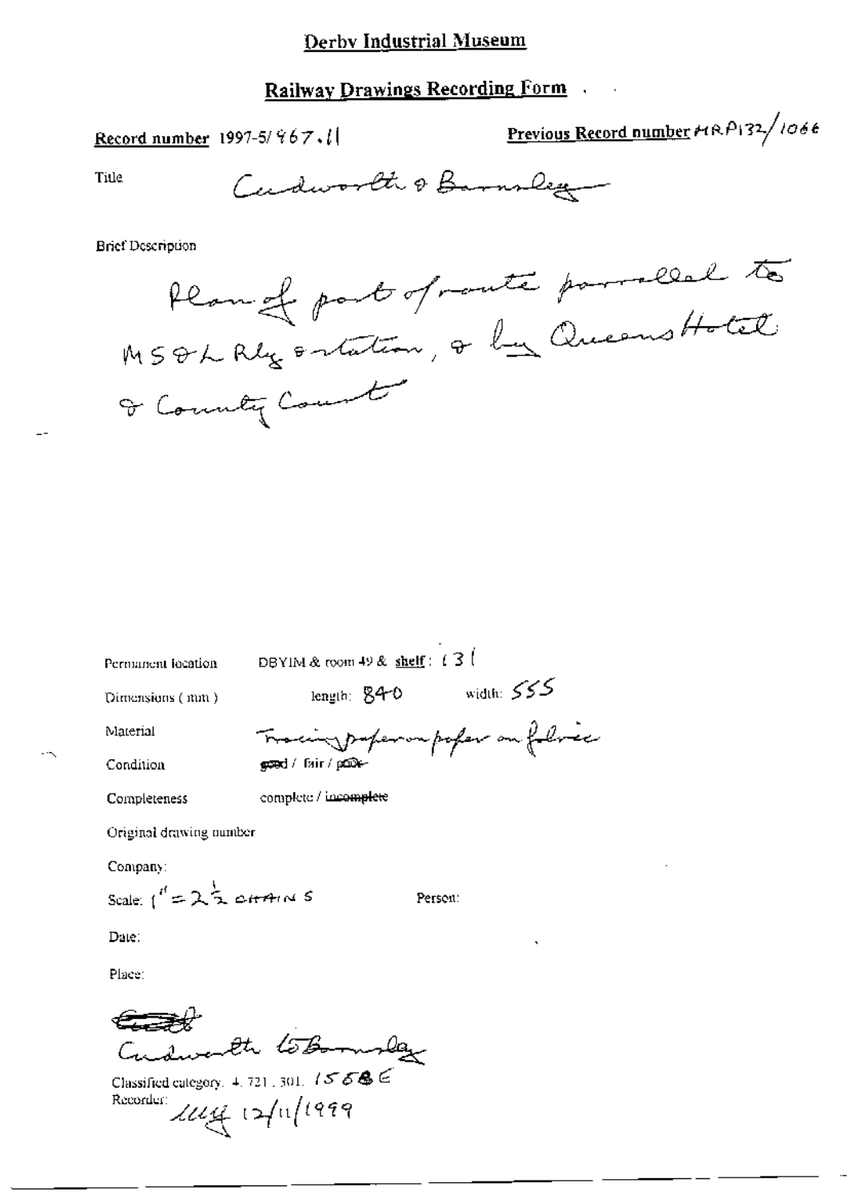# Derby Industrial Museum

## Railway Drawings Recording Form

**Record number** 1997-5/967.11

**Previous Record number** MRP132/1066

Title: Cudworth & Barnsley

Brief Description:

Plan of part of route parallel to MS&L Rly station, & by Queens Hotel & County Court

Permanent location: DBYIM & room 49 & **shelf**: 131

Dimensions (mm): length: 840 width: 555

Material: Tracing paper on paper on fabric

Condition: ~~good~~ / fair / ~~poor~~

Completeness: complete / ~~incomplete~~

Original drawing number

Company:

Scale: 1" = 2½ CHAINS

Person:

Date:

Place:

~~Cudw~~ Cudworth to Barnsley

Classified category: 4.721.301. 1558E

Recorder: *MW* 12/11/1999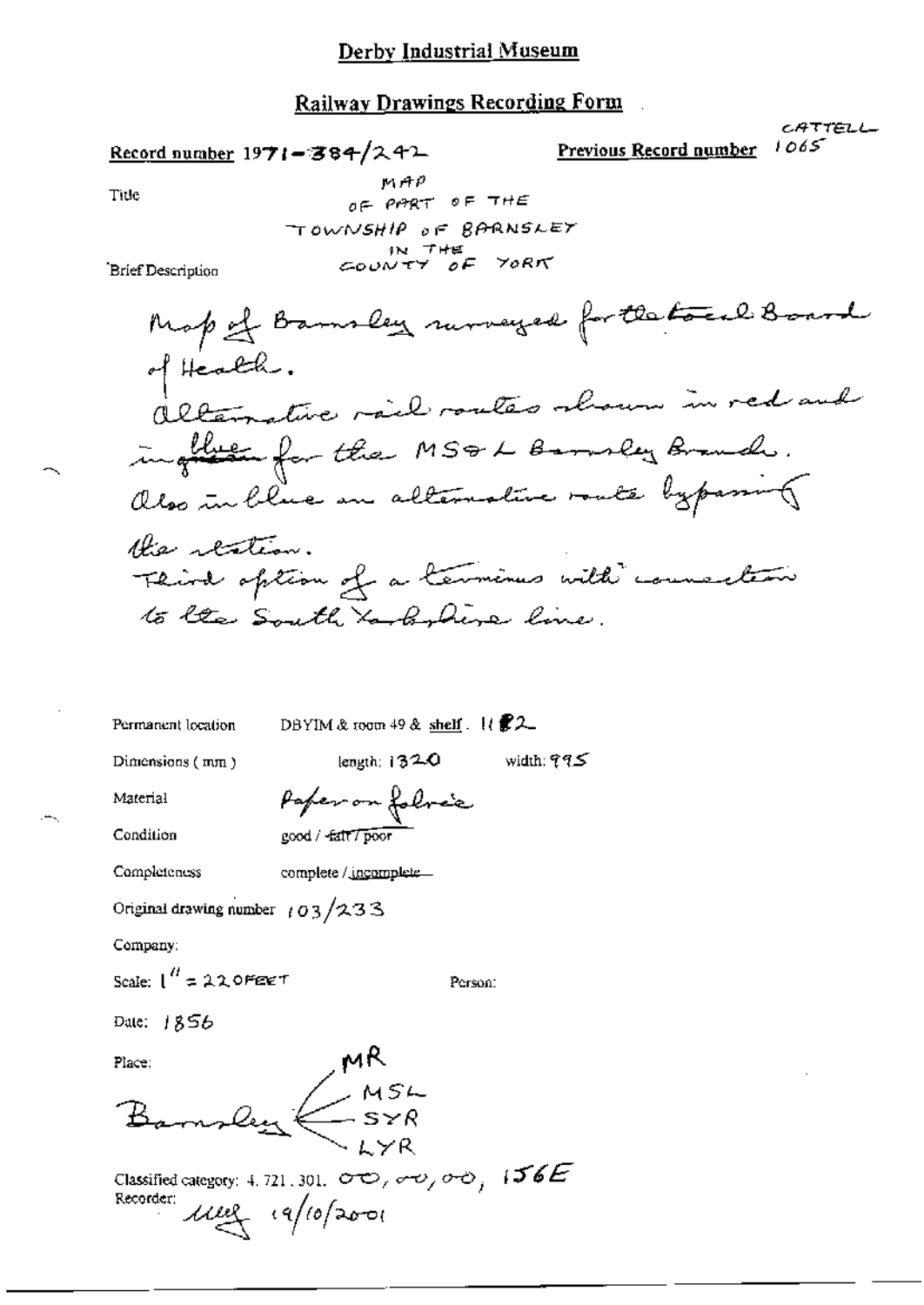# Derby Industrial Museum

## Railway Drawings Recording Form

CATTELL

**Record number** 1971-384/242 **Previous Record number** 1065

Title: MAP OF PART OF THE TOWNSHIP OF BARNSLEY IN THE COUNTY OF YORK

Brief Description

Map of Barnsley surveyed for the Local Board of Health.
Alternative rail routes shown in red and in ~~green~~ blue for the MS&L Barnsley Branch.
Also in blue an alternative route bypassing the station.
Third option of a terminus with connection to the South Yorkshire line.

Permanent location: DBYIM & room 49 & shelf. 11 2

Dimensions (mm) length: 1320 width: 995

Material: Paper on fabric

Condition: good / ~~fair / poor~~

Completeness: complete / ~~incomplete~~

Original drawing number: 103/233

Company:

Scale: 1" = 220 FEET

Person:

Date: 1856

Place: Barnsley — MR, MSL, SYR, LYR

Classified category: 4.721.301. 00, 00, 00, 156E

Recorder: [initials] 19/10/2001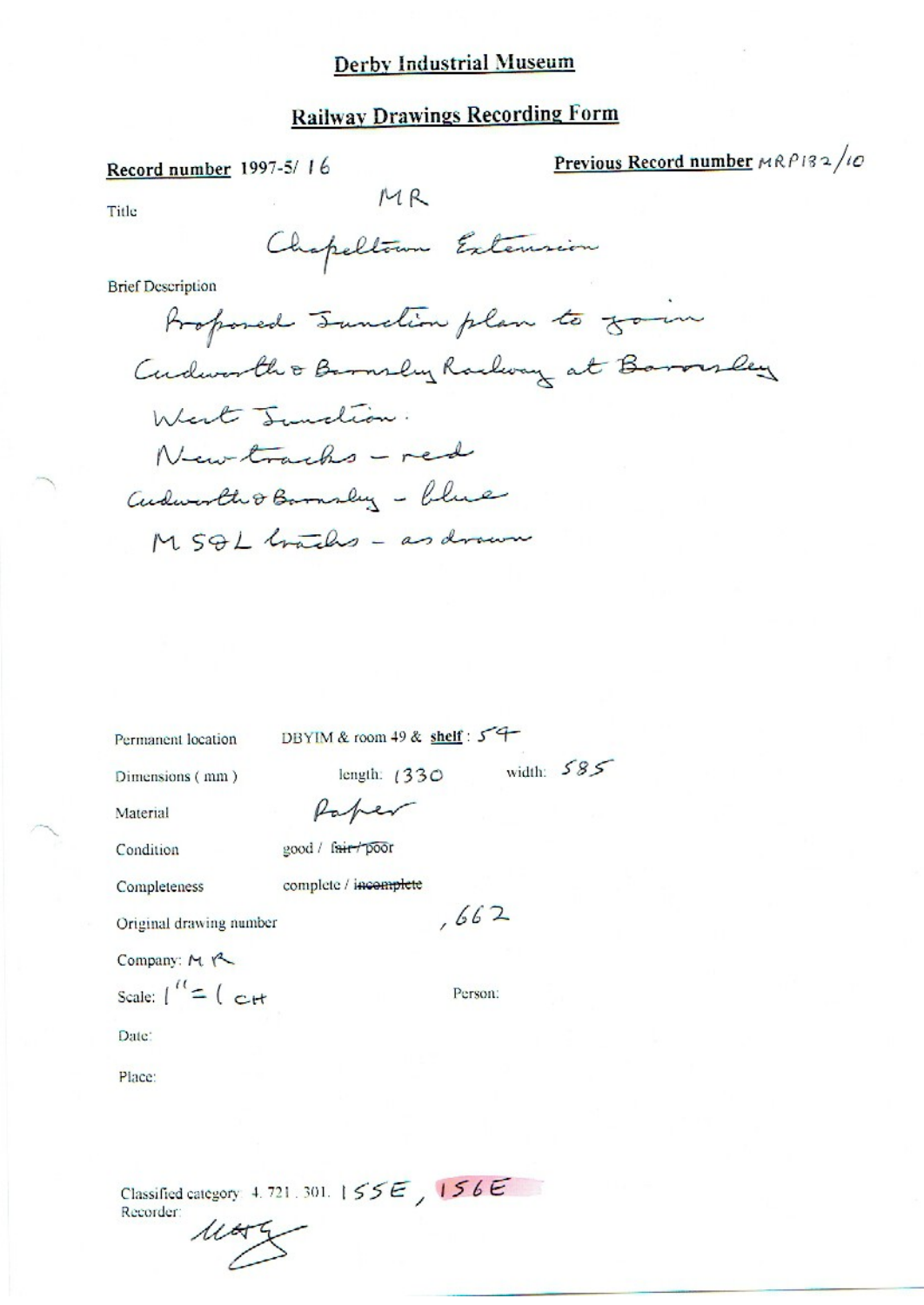# Derby Industrial Museum

## Railway Drawings Recording Form

**Record number** 1997-5/ 16

**Previous Record number** MRP132/10

Title

MR

Chapeltown Extension

Brief Description

Proposed Junction plan to join Cudworth & Barnsley Railway at Barnsley West Junction.

New tracks – red

Cudworth & Barnsley – blue

MS&L tracks – as drawn

Permanent location DBYIM & room 49 & **shelf** : 54

Dimensions (mm) length: 1330 width: 585

Material Paper

Condition good / ~~fair / poor~~

Completeness complete / ~~incomplete~~

Original drawing number ,662

Company: MR

Scale: 1" = 1 CH

Person:

Date:

Place:

Classified category 4. 721. 301. 155E, 156E

Recorder: MAG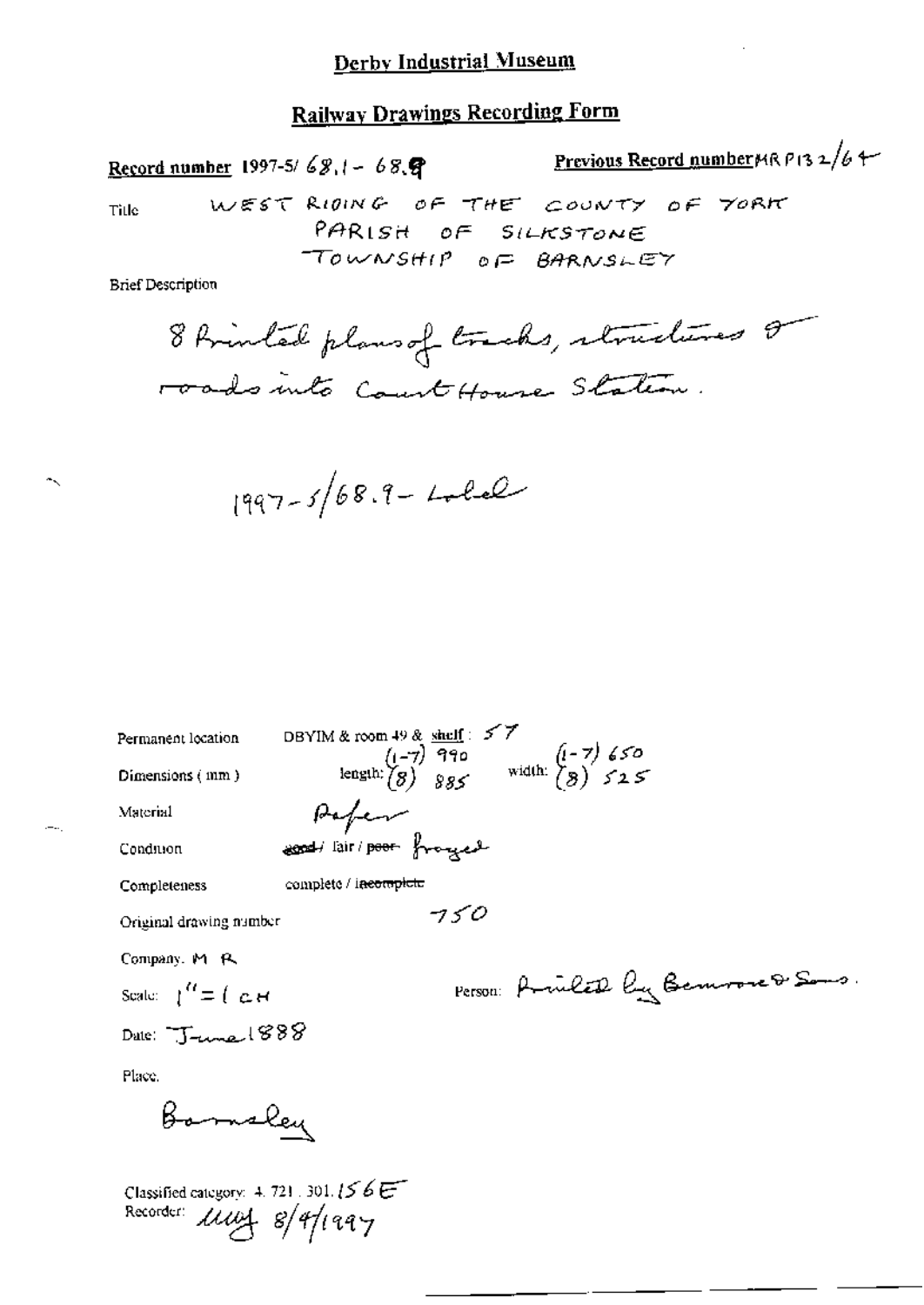# Derby Industrial Museum

## Railway Drawings Recording Form

**Record number** 1997-5/ 68.1 - 68.9 **Previous Record number** MR P132/64

Title WEST RIDING OF THE COUNTY OF YORK
PARISH OF SILKSTONE
TOWNSHIP OF BARNSLEY

Brief Description

8 Printed plans of tracks, structures & roads into Court House Station.

1997-5/68.9 - Label

Permanent location DBYIM & room 49 & shelf: 57

Dimensions (mm) length: (1-7) 990 (8) 885 width: (1-7) 650 (8) 525

Material Paper

Condition ~~good~~ / fair / ~~poor~~ frayed

Completeness complete / ~~incomplete~~

Original drawing number 750

Company: M R

Scale: 1" = 1 CH

Person: Printed by Bemrose & Sons.

Date: June 1888

Place:

Barnsley

Classified category: 4. 721. 301. 156E

Recorder: [illegible] 8/4/1997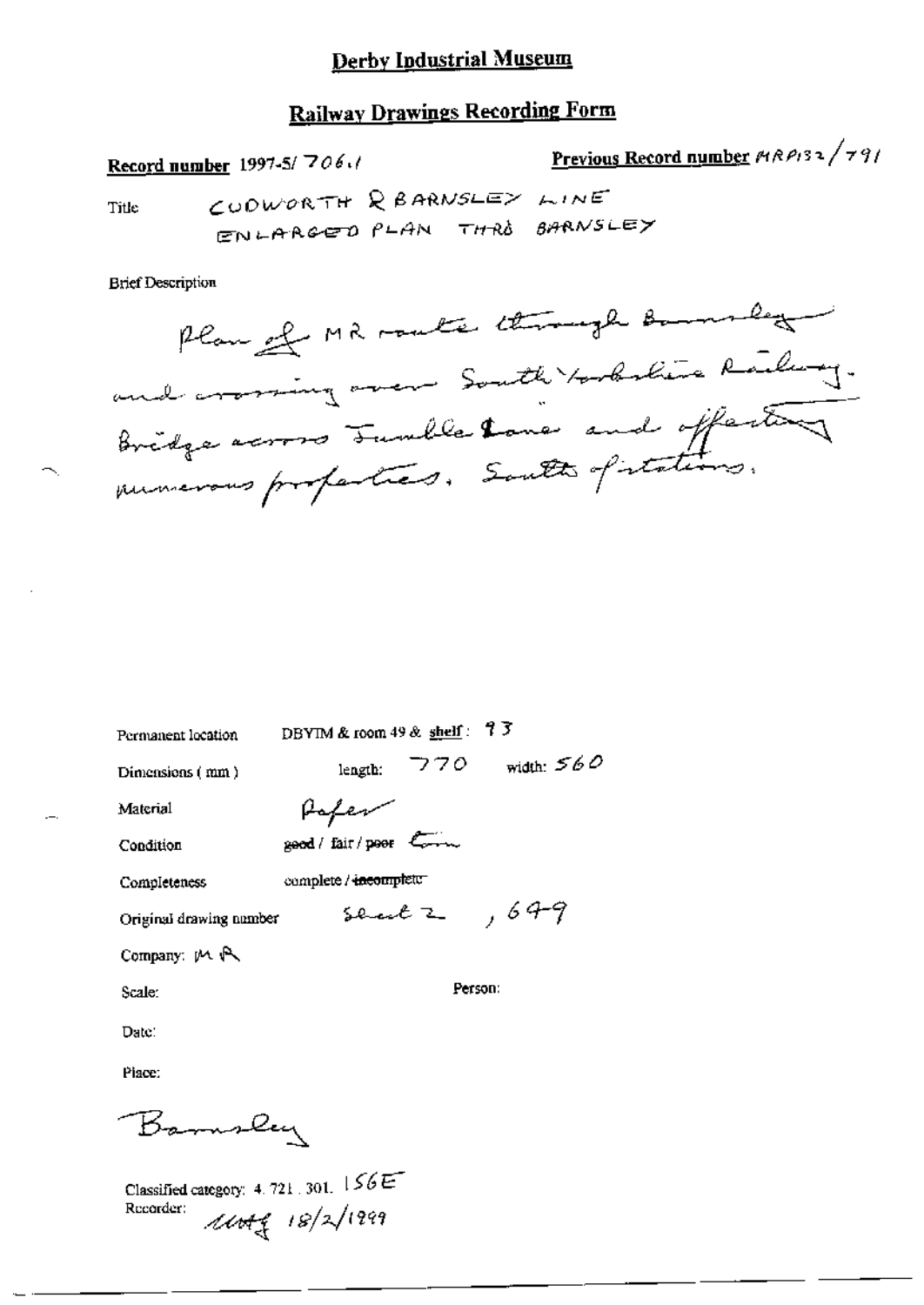# Derby Industrial Museum

## Railway Drawings Recording Form

**Record number** 1997-5/ 706.1

**Previous Record number** MRP132/791

Title: CUDWORTH & BARNSLEY LINE ENLARGED PLAN THRO BARNSLEY

Brief Description

Plan of MR route through Barnsley and crossing over South Yorkshire Railway. Bridge across Jumble Lane and affecting numerous properties. South of stations.

Permanent location: DBYIM & room 49 & shelf: 93

Dimensions (mm): length: 770 width: 560

Material: Paper

Condition: good / fair / ~~poor~~ Gm

Completeness: complete / ~~incomplete~~

Original drawing number: Sheet 2, 649

Company: MR

Scale:

Person:

Date:

Place: Barnsley

Classified category: 4.721.301. 156E

Recorder: ɹɹɹ 18/2/1999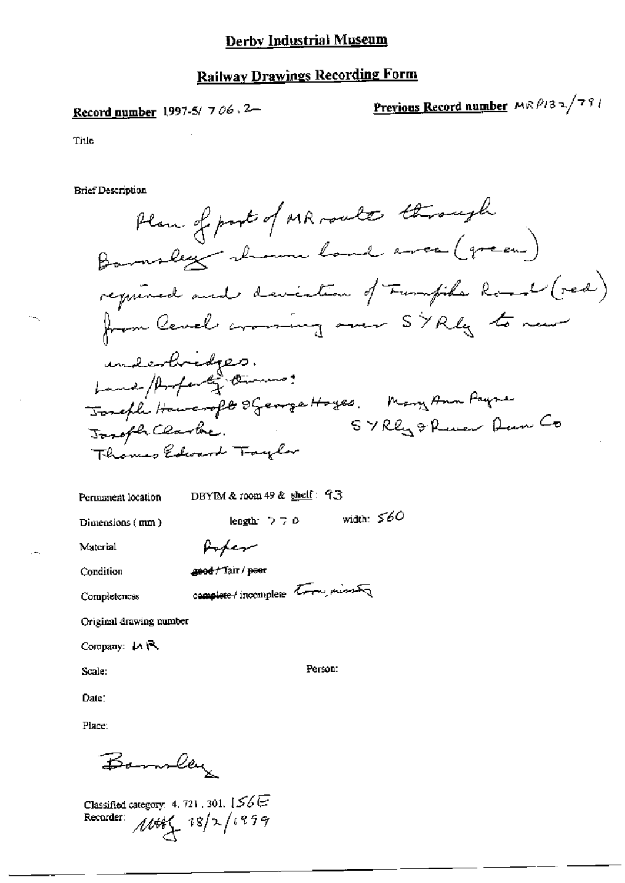# Derby Industrial Museum

## Railway Drawings Recording Form

**Record number** 1997-5/ 706.2

**Previous Record number** MRP132/791

Title

Brief Description

Plan of part of MR route through Barnsley shown land area (green) required and deviation of Turnpike Road (red) from level crossing over SY Rly to new underbridges.
Land/Property Owners:
Joseph Hawcroft & George Hayes. Mary Ann Payne
Joseph Clarke. SY Rly & River Dun Co
Thomas Edward Taylor

Permanent location DBYIM & room 49 & shelf: 93

Dimensions (mm) length: 770 width: 560

Material Paper

Condition ~~good~~ / fair / ~~poor~~

Completeness ~~complete~~ / incomplete Torn, missing

Original drawing number

Company: MR

Scale:

Person:

Date:

Place:

Barnsley

Classified category: 4. 721. 301. 156E

Recorder: MHG 18/2/1999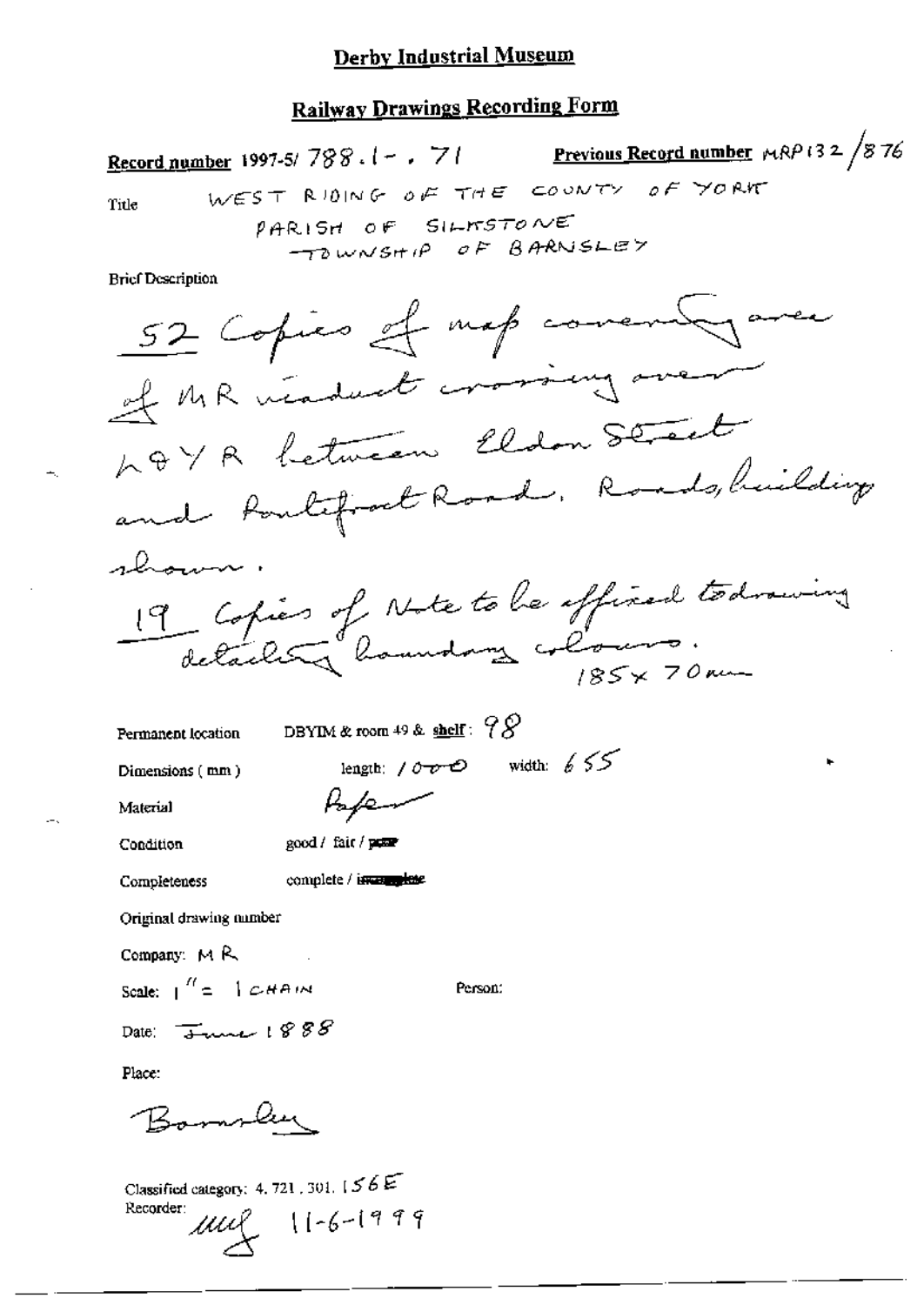# Derby Industrial Museum

## Railway Drawings Recording Form

**Record number** 1997-5/ 788.1- . 71 **Previous Record number** MRP132 /876

Title WEST RIDING OF THE COUNTY OF YORK
PARISH OF SILKSTONE
TOWNSHIP OF BARNSLEY

Brief Description

52 Copies of map covering area of MR viaduct crossing over L&YR between Eldon Street and Pontefract Road. Roads, buildings shown.

19 Copies of Note to be affixed to drawing detailing boundary colours.
185 x 70mm

Permanent location DBYIM & room 49 & shelf: 98

Dimensions (mm) length: 1000 width: 655

Material Paper

Condition good / fair / ~~poor~~

Completeness complete / ~~incomplete~~

Original drawing number

Company: MR

Scale: 1" = 1 CHAIN Person:

Date: June 1888

Place:

Barnsley

Classified category: 4.721.301.156E

Recorder: mef 11-6-1999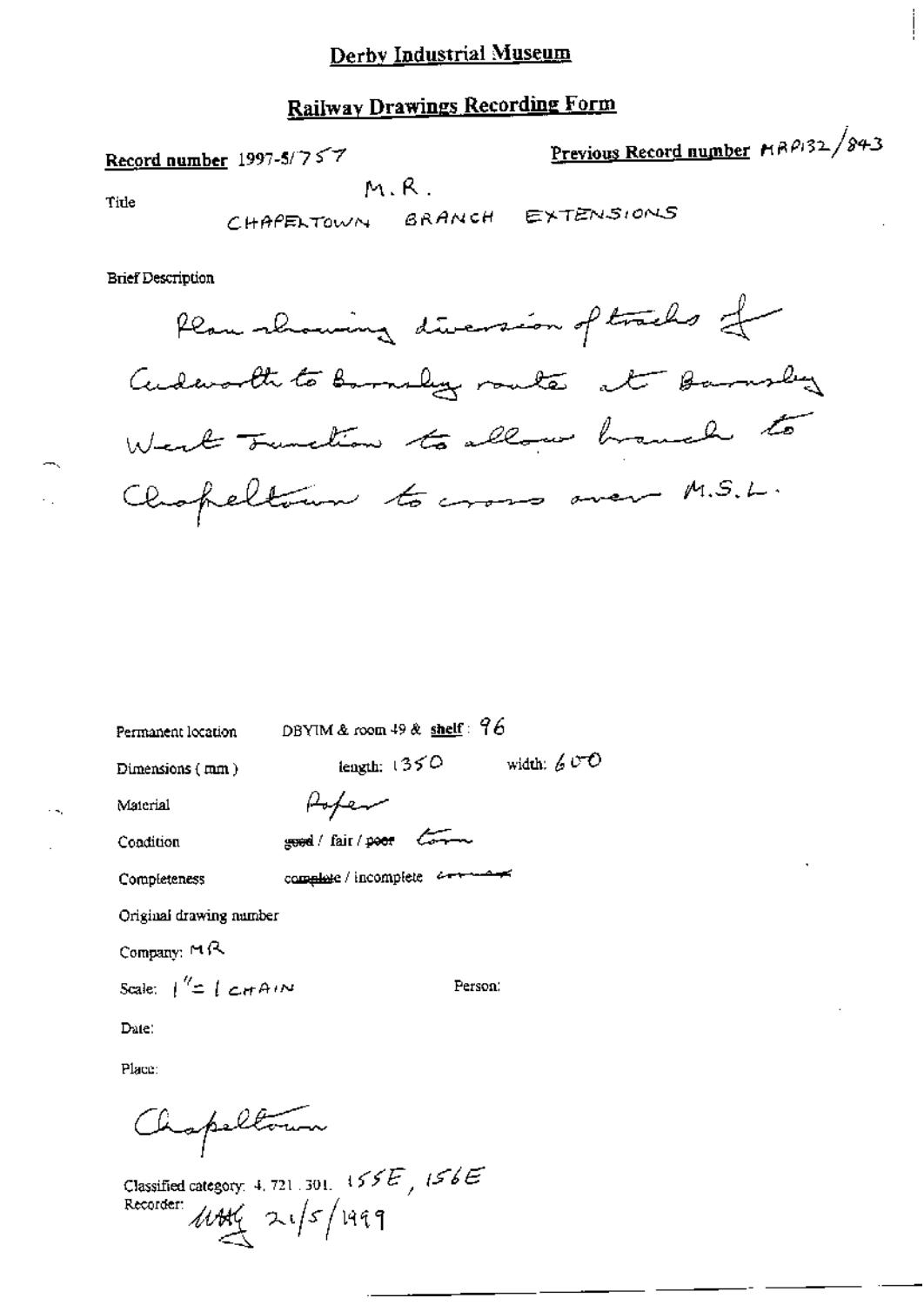# Derby Industrial Museum

## Railway Drawings Recording Form

**Record number** 1997-5/757

**Previous Record number** MRP132/843

Title

M.R.
CHAPELTOWN BRANCH EXTENSIONS

Brief Description

Plan showing diversion of tracks of Cudworth to Barnsley route at Barnsley West Junction to allow branch to Chapeltown to cross over M.S.L.

Permanent location DBYIM & room 49 & **shelf**: 96

Dimensions (mm) length: 1350 width: 600

Material Paper

Condition ~~good~~ / fair / ~~poor~~ torn

Completeness ~~complete~~ / incomplete corner

Original drawing number

Company: MR

Scale: 1" = 1 CHAIN

Person:

Date:

Place:

Chapeltown

Classified category: 4. 721. 301. 155E, 156E

Recorder: MHG 21/5/1999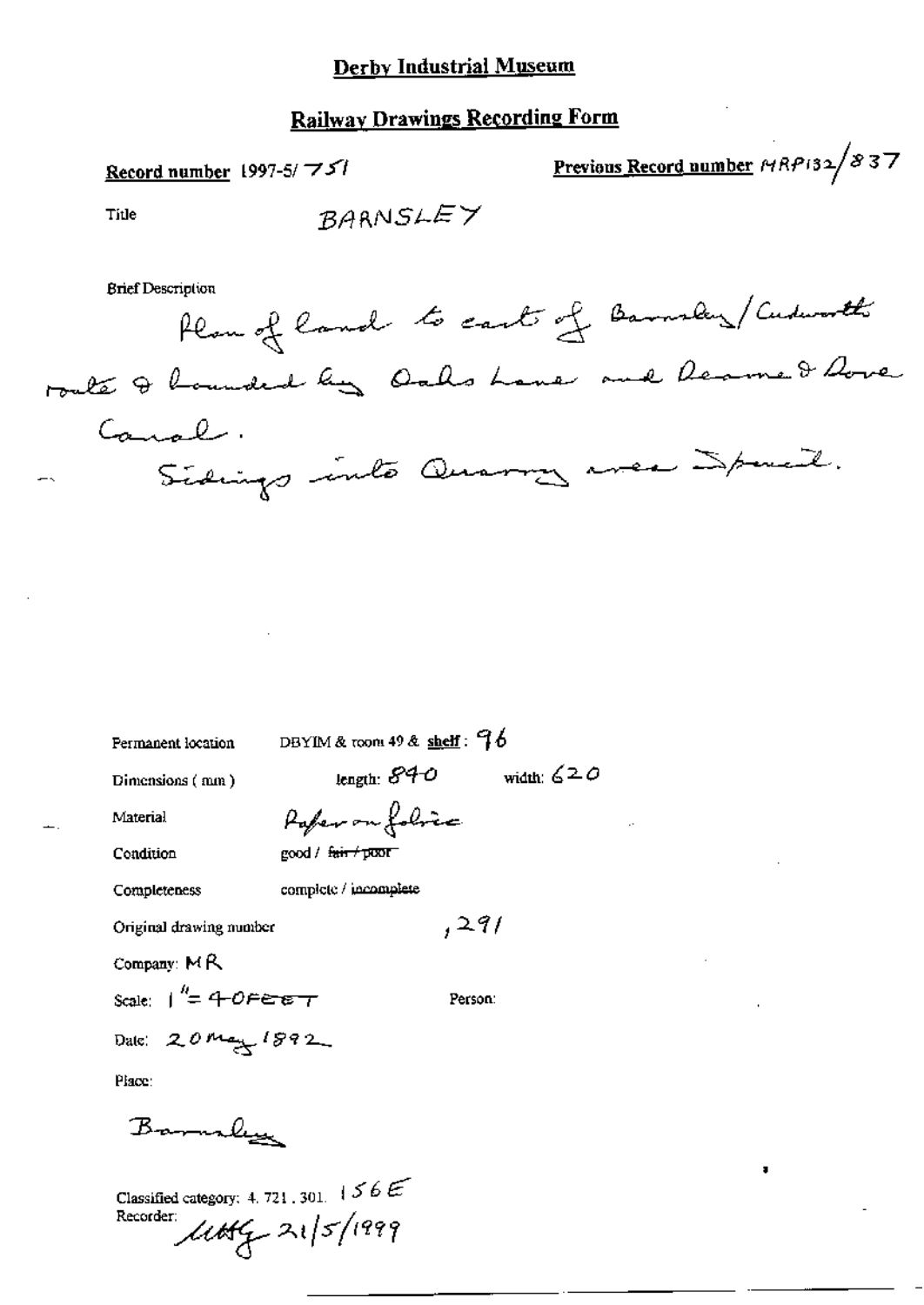## Derby Industrial Museum

## Railway Drawings Recording Form

**Record number** 1997-5/751

**Previous Record number** MRP132/837

Title BARNSLEY

Brief Description

Plan of land to east of Barnsley/Cudworth route & bounded by Oaks Lane and Dearne & Dove Canal.

Sidings into Quarry area Spread.

Permanent location DBYIM & room 49 & **shelf**: 96

Dimensions (mm) length: 840 width: 620

Material Paper on fabric

Condition good / ~~fair / poor~~

Completeness complete / incomplete

Original drawing number ,291

Company: MR

Scale: 1" = 40 FEET

Person:

Date: 20 May 1892

Place:

Barnsley

Classified category: 4. 721. 301. 156E

Recorder: MttG 21/5/1999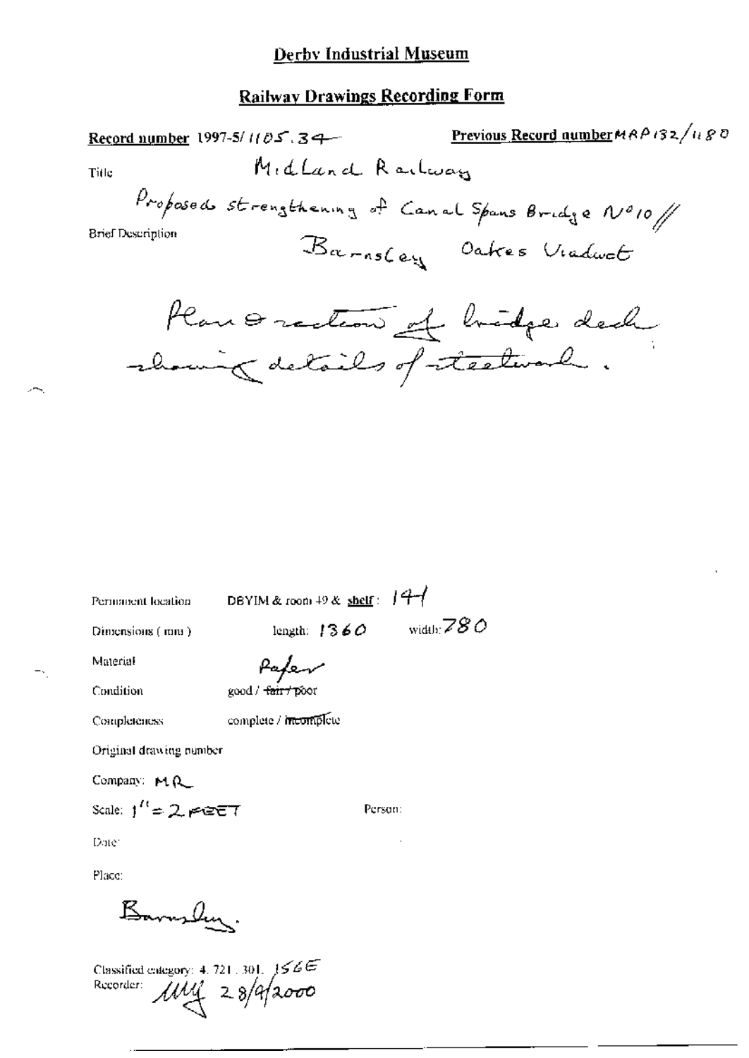# Derby Industrial Museum

## Railway Drawings Recording Form

**Record number** 1997-5/1105.34 **Previous Record number** MRP132/1180

Title: Midland Railway

Brief Description: Proposed strengthening of Canal Spans Bridge No 10 // Barnsley Oakes Viaduct

Plan & section of bridge deck showing details of steelwork.

Permanent location: DBYIM & room 49 & shelf: 141

Dimensions (mm): length: 1360 width: 780

Material: Paper

Condition: good / ~~fair / poor~~

Completeness: complete / ~~incomplete~~

Original drawing number

Company: MR

Scale: 1" = 2 FEET

Person:

Date:

Place:

Barnsley.

Classified category: 4. 721. 301. 156E

Recorder: MM 28/9/2000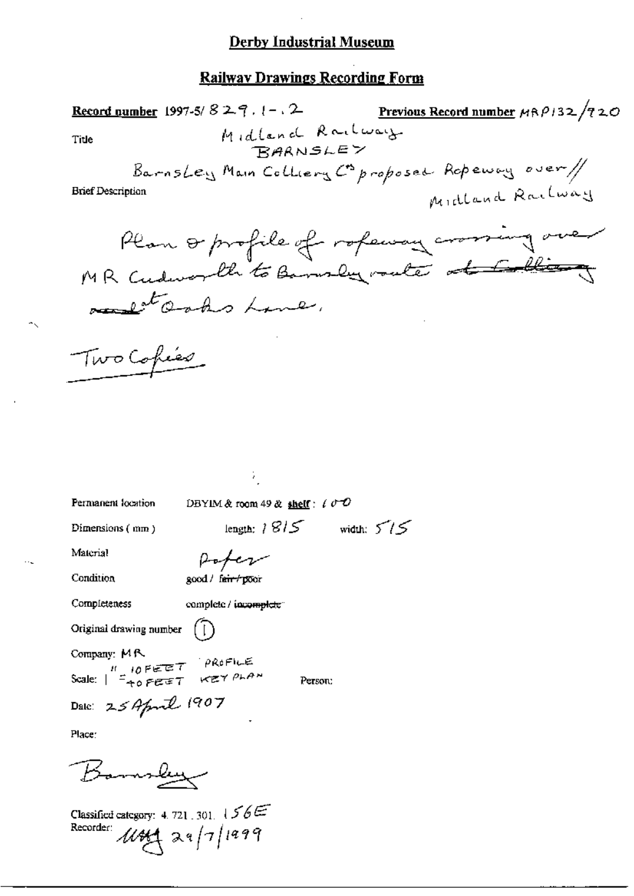# Derby Industrial Museum

## Railway Drawings Recording Form

**Record number** 1997-5/ 829.1-.2 **Previous Record number** MRP132/920

Title: Midland Railway BARNSLEY

Brief Description: Barnsley Main Colliery Co proposed Ropeway over // Midland Railway

Plan & profile of ropeway crossing over MR Cudworth to Barnsley route ~~at Colliery and~~ at Oaks Lane.

Two Copies

Permanent location: DBYIM & room 49 & **shelf**: 100

Dimensions (mm): length: 1815 width: 515

Material: Paper

Condition: good / ~~fair / poor~~

Completeness: complete / ~~incomplete~~

Original drawing number: (1)

Company: MR

Scale: 1" = 10 FEET PROFILE; = 40 FEET KEY PLAN

Person:

Date: 25 April 1907

Place: Barnsley

Classified category: 4.721.301. 156E

Recorder: [initials] 29/7/1999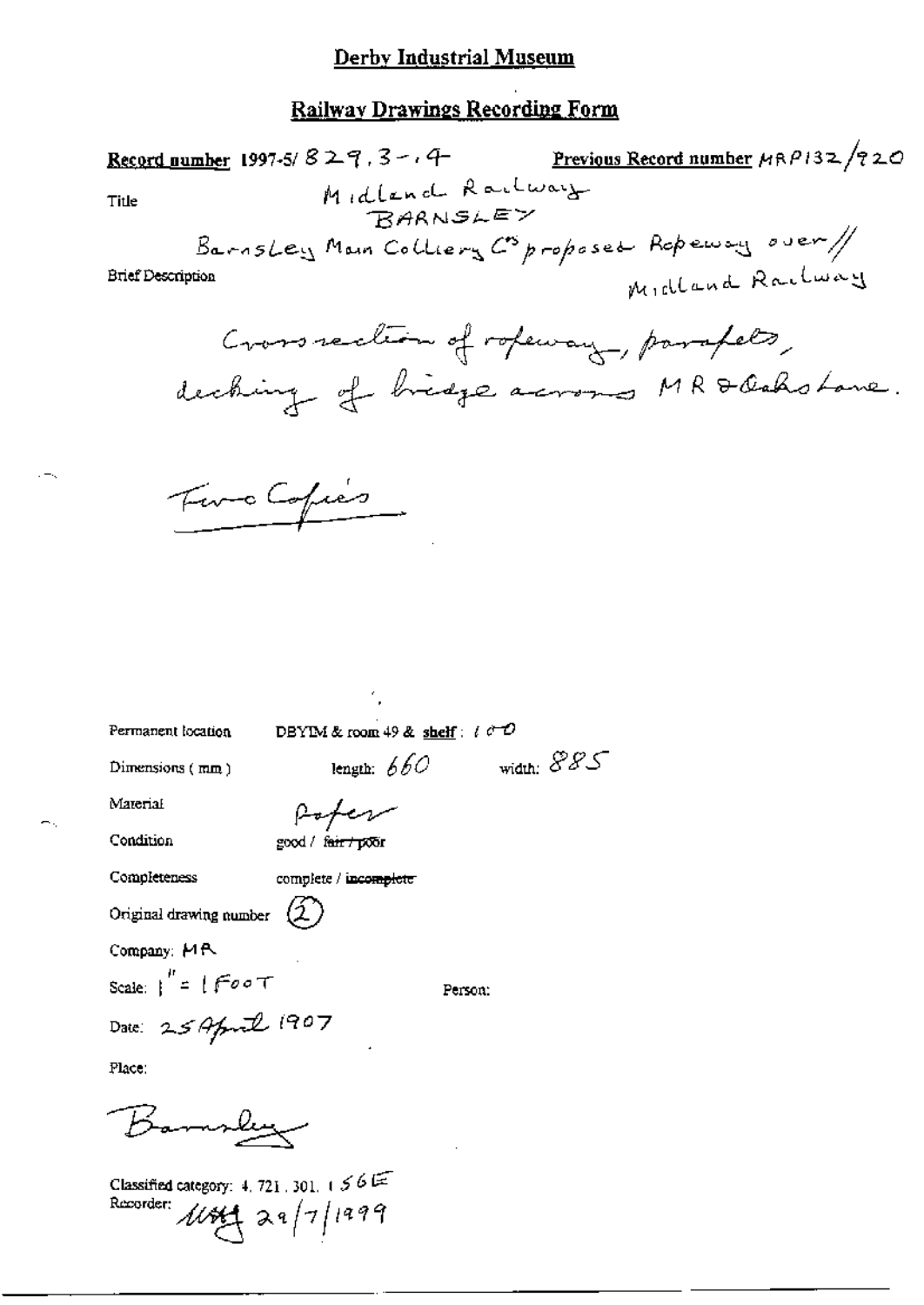## Derby Industrial Museum

## Railway Drawings Recording Form

**Record number** 1997-5/ 829.3-.4 **Previous Record number** MRP132/920

Title

Midland Railway
BARNSLEY

Brief Description

Barnsley Main Colliery Co proposed Ropeway over// Midland Railway

Cross section of ropeway, parapets, decking of bridge across MR & Oaks Lane.

Two Copies

Permanent location DBYIM & room 49 & **shelf**: 100

Dimensions (mm) length: 660 width: 885

Material Paper

Condition good / ~~fair / poor~~

Completeness complete / ~~incomplete~~

Original drawing number (2)

Company: MR

Scale: 1" = 1 FOOT Person:

Date: 25 April 1907

Place:

Barnsley

Classified category: 4. 721. 301. 156E

Recorder: MHB 29/7/1999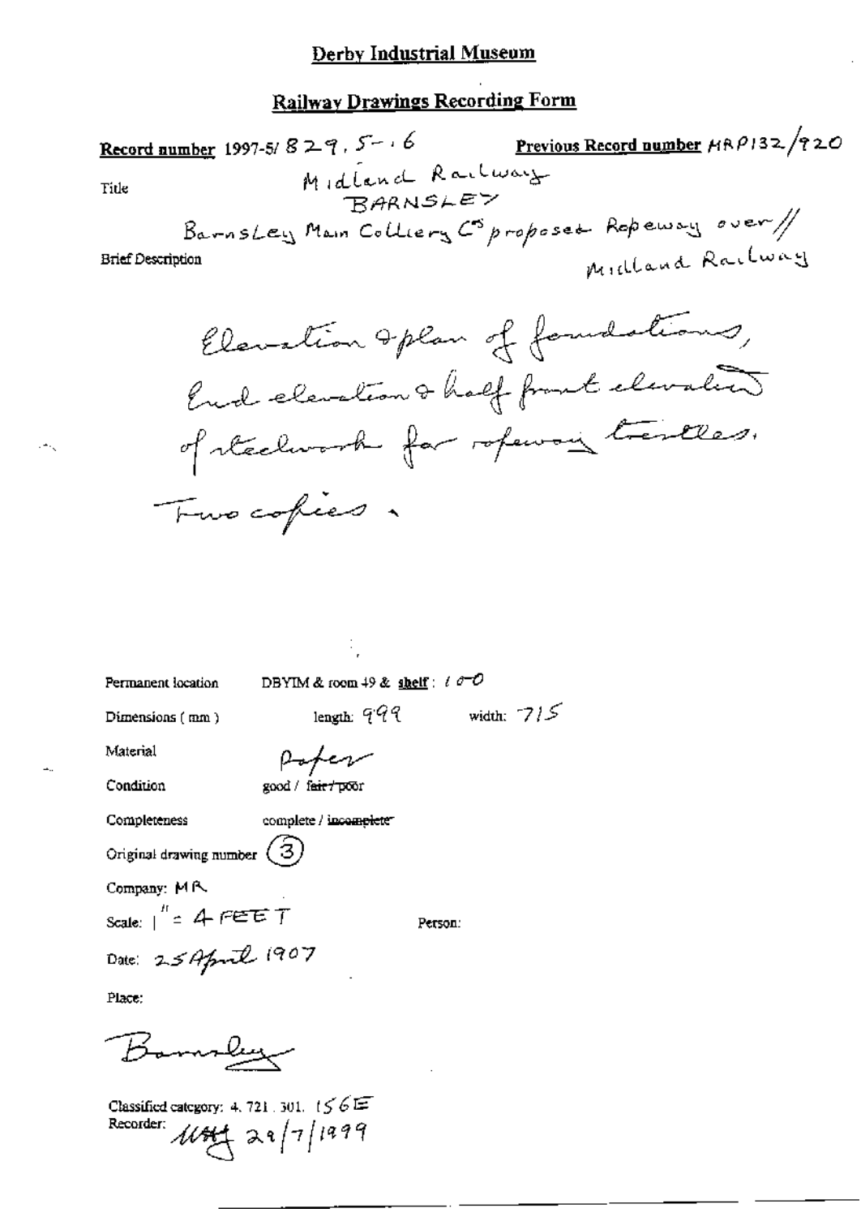# Derby Industrial Museum

## Railway Drawings Recording Form

**Record number** 1997-5/ 829. 5-6 **Previous Record number** MRP132/920

Title: Midland Railway  
BARNSLEY  
Barnsley Main Colliery Co proposed Ropeway over // Midland Railway

Brief Description:

Elevation & plan of foundations, End elevation & half front elevation of steelwork for ropeway trestles.

Two copies.

Permanent location: DBYIM & room 49 & shelf: 100

Dimensions (mm): length: 999 width: 715

Material: Paper

Condition: good / ~~fair / poor~~

Completeness: complete / ~~incomplete~~

Original drawing number: (3)

Company: MR

Scale: 1" = 4 FEET

Person:

Date: 25 April 1907

Place:

Barnsley

Classified category: 4. 721. 301. 156E  
Recorder: [initials] 29/7/1999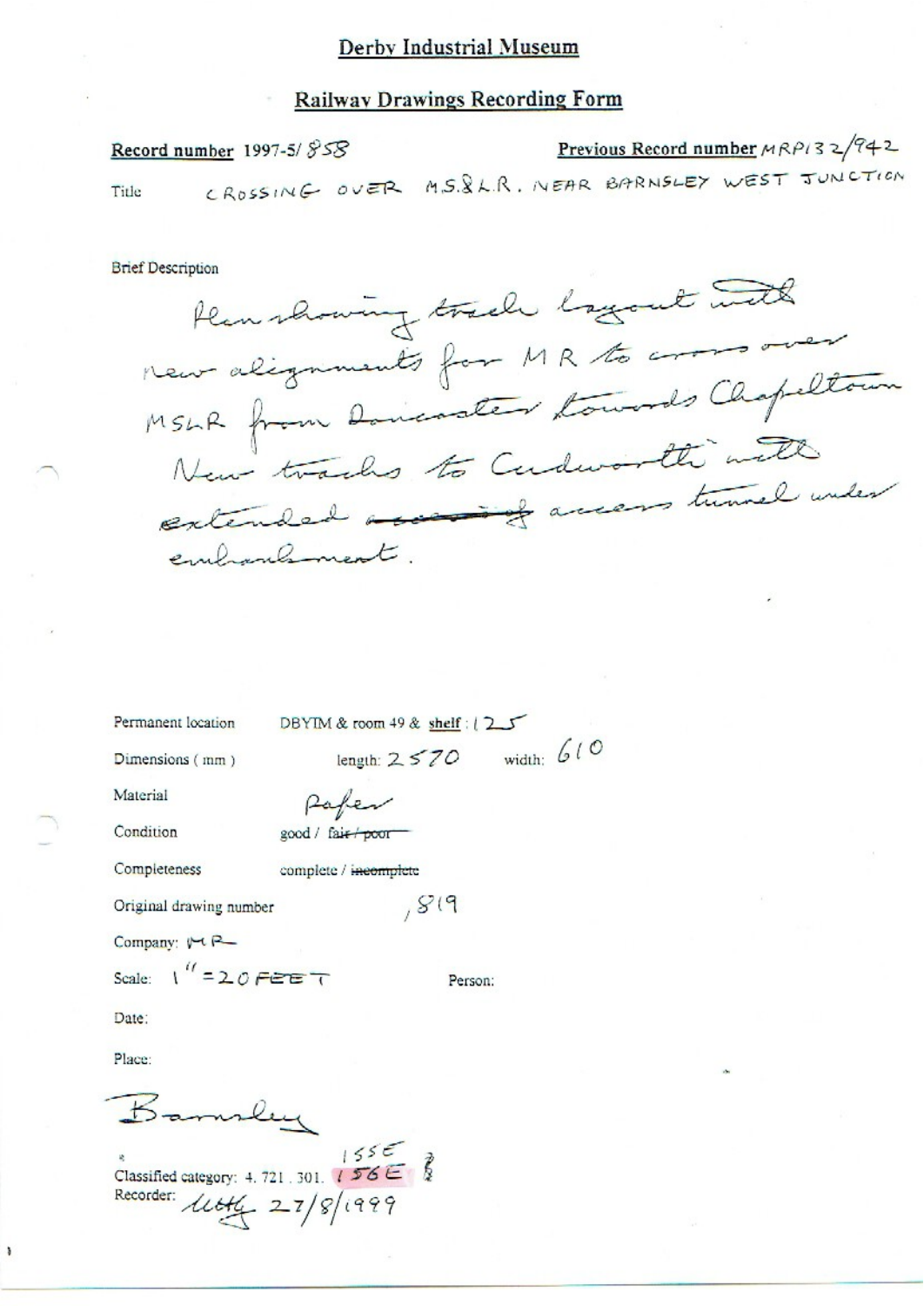# Derby Industrial Museum

## Railway Drawings Recording Form

**Record number** 1997-5/858 **Previous Record number** MRP132/942

Title CROSSING OVER M.S.&L.R. NEAR BARNSLEY WEST JUNCTION

Brief Description

Plan showing track layout with new alignments for MR to cross over MSLR from Doncaster towards Chapeltown. New tracks to Cudworth with extended ~~access~~ access tunnel under embankment.

Permanent location DBYIM & room 49 & **shelf** : 125

Dimensions ( mm ) length: 2570 width: 610

Material Paper

Condition good / ~~fair / poor~~

Completeness complete / ~~incomplete~~

Original drawing number ,819

Company: MR

Scale: 1" = 20 FEET Person:

Date:

Place:

Barnsley

Classified category: 4. 721 . 301. 156E 155E ?

Recorder: MEH 27/8/1999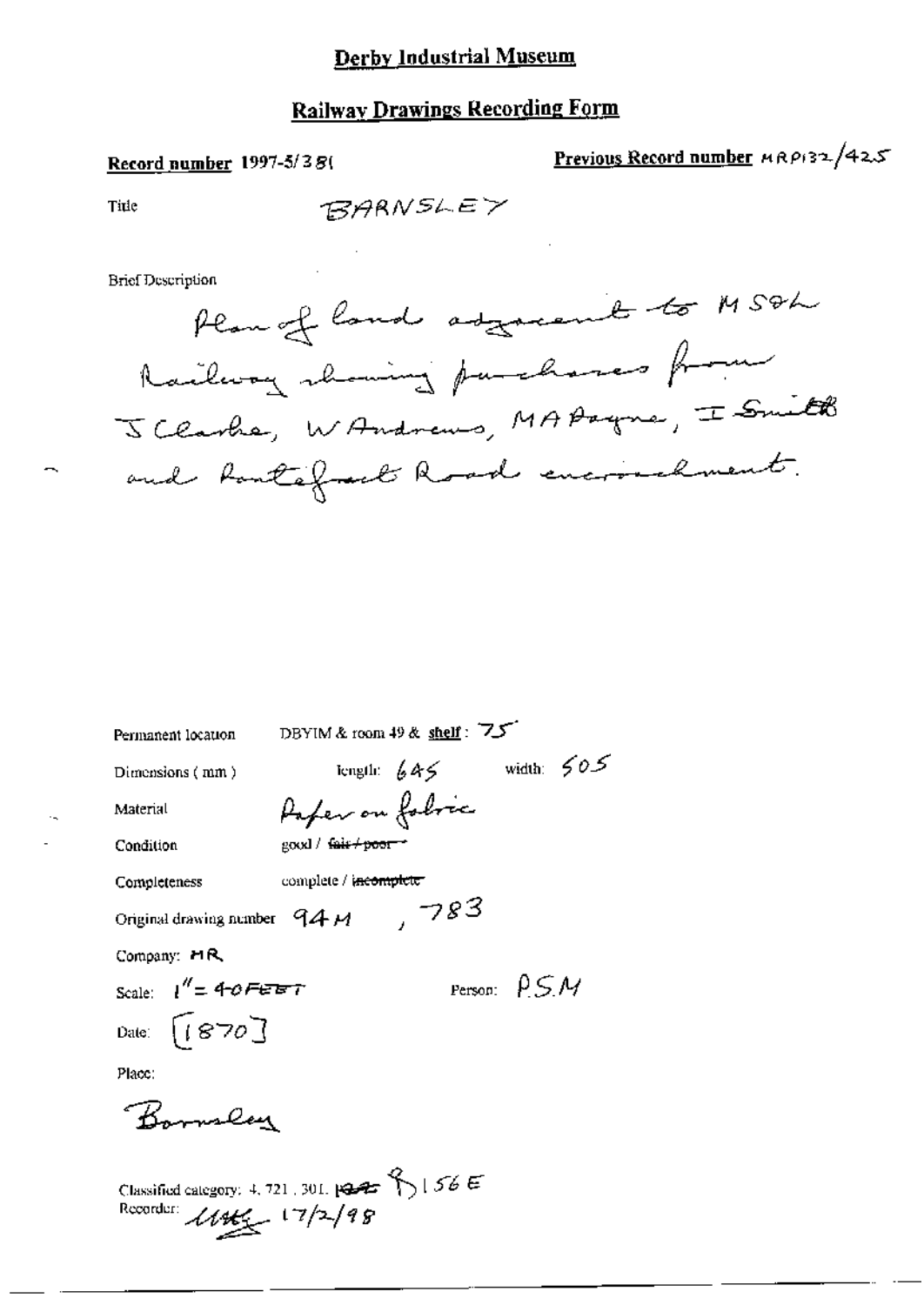## Derby Industrial Museum

## Railway Drawings Recording Form

**Record number** 1997-5/381

**Previous Record number** MRP132/425

Title BARNSLEY

Brief Description

Plan of land adjacent to MS&L Railway showing purchases from J Clarke, W Andrews, MA Payne, I Smith and Pontefract Road encroachment.

Permanent location DBYIM & room 49 & **shelf**: 75

Dimensions (mm) length: 645 width: 505

Material Paper on fabric

Condition good / ~~fair / poor~~

Completeness complete / ~~incomplete~~

Original drawing number 94M , 783

Company: MR

Scale: 1" = 40 FEET

Person: PSM

Date: [1870]

Place:

Barnsley

Classified category: 4, 721, 301, ~~~~ 8) 156 E

Recorder: ~~~~ 17/2/98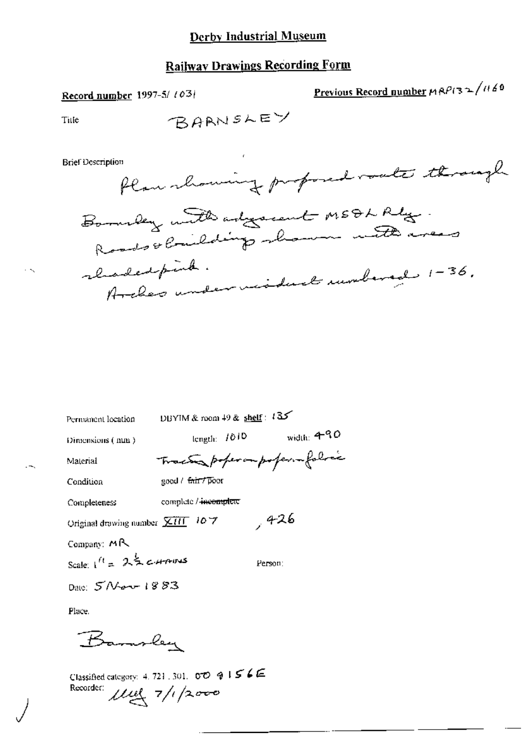# Derby Industrial Museum

## Railway Drawings Recording Form

**Record number** 1997-5/ 1031

**Previous Record number** MRP132/1160

Title BARNSLEY

Brief Description

Plan showing proposed route through Barnsley with adjacent MS&L Rly. Roads & buildings shown with areas shaded pink. Arches under viaduct numbered 1-36.

Permanent location DBYIM & room 49 & **shelf**: 135

Dimensions (mm) length: 1010 width: 490

Material Tracing paper on paper on fabric

Condition good / ~~fair~~ / ~~poor~~

Completeness complete / ~~incomplete~~

Original drawing number XIII 107 , 426

Company: MR

Scale: 1" = 2½ CHAINS

Person:

Date: 5 Nov 1883

Place:

Barnsley

Classified category: 4. 721. 301. 00 9156E

Recorder: MLG 7/1/2000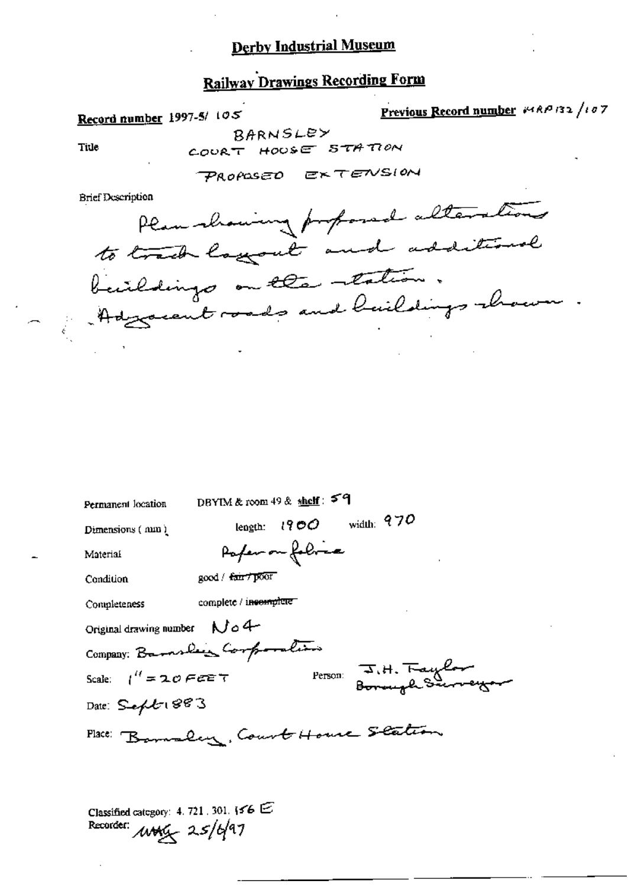# Derby Industrial Museum

## Railway Drawings Recording Form

**Record number** 1997-5/ 105

**Previous Record number** MRP132/107

Title

BARNSLEY
COURT HOUSE STATION

PROPOSED EXTENSION

Brief Description

Plan showing proposed alterations to track layout and additional buildings on the station.
Adjacent roads and buildings shown.

Permanent location DBYIM & room 49 & **shelf**: 59

Dimensions (mm) length: 1900 width: 970

Material Paper on fabric

Condition good / ~~fair / poor~~

Completeness complete / ~~incomplete~~

Original drawing number No 4

Company: Barnsley Corporation

Scale: 1" = 20 FEET

Person: J.H. Taylor Borough Surveyor

Date: Sept 1883

Place: Barnsley, Court House Station

Classified category: 4. 721. 301. 156 E

Recorder: MAG 25/6/97